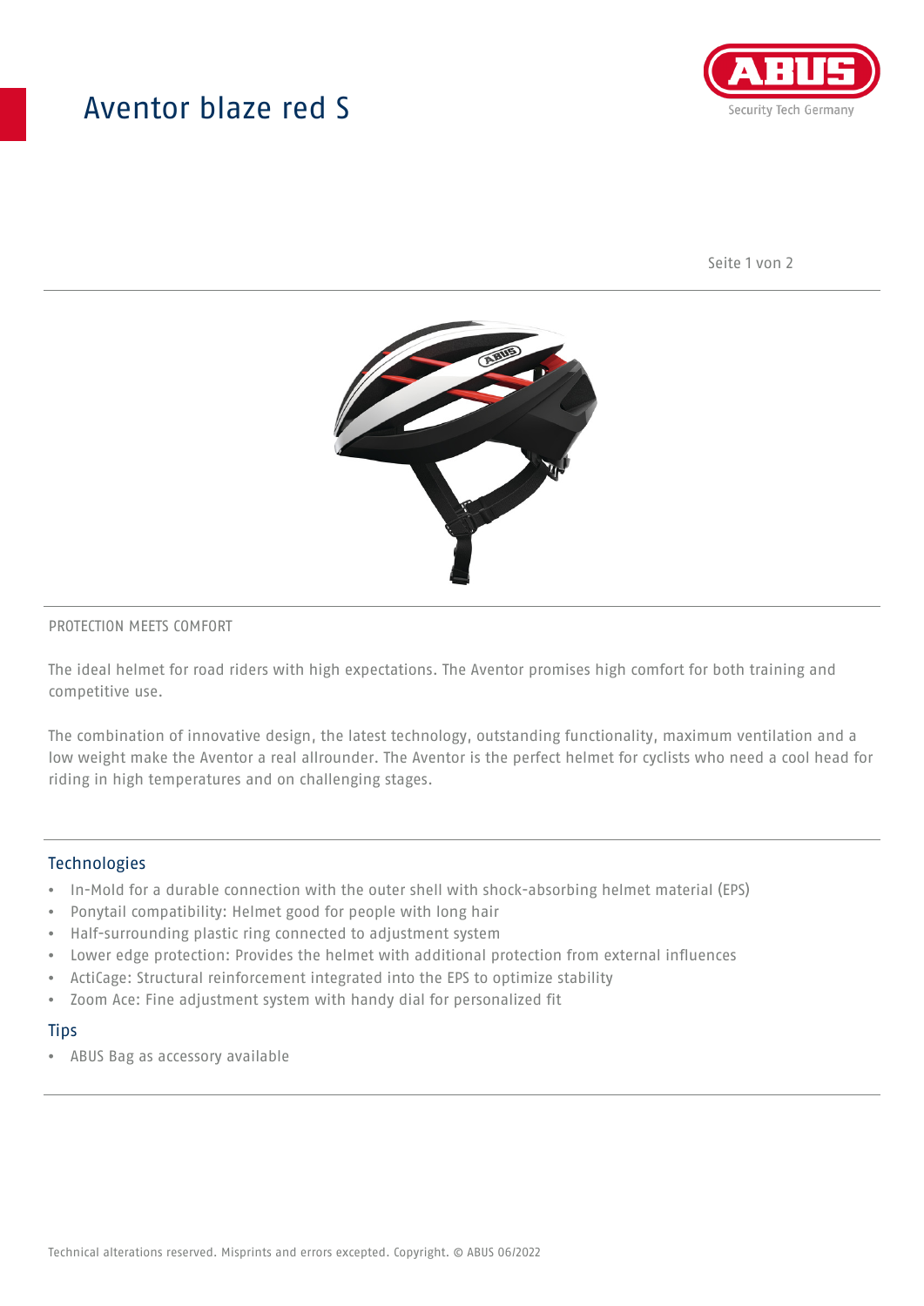# Aventor blaze red S

PROTECTION MEETS COMFORT

The ideal helmet for road riders with high expectations. The Aventor promises high comfort for both training and competitive use.

The combination of innovative design, the latest technology, outstanding functionality, maximum ventilation and a low weight make the Aventor a real allrounder. The Aventor is the perfect helmet for cyclists who need a cool head for riding in high temperatures and on challenging stages.

## Technologies

- In-Mold for a durable connection with the outer shell with shock-absorbing helmet material (EPS)
- Ponytail compatibility: Helmet good for people with long hair
- Half-surrounding plastic ring connected to adjustment system
- Lower edge protection: Provides the helmet with additional protection from external influences
- ActiCage: Structural reinforcement integrated into the EPS to optimize stability
- Zoom Ace: Fine adjustment system with handy dial for personalized fit

## Tips

- ABUS Bag as accessory available

Technical alterations reserved. Misprints and errors excepted. Copyright. © ABUS 06/2022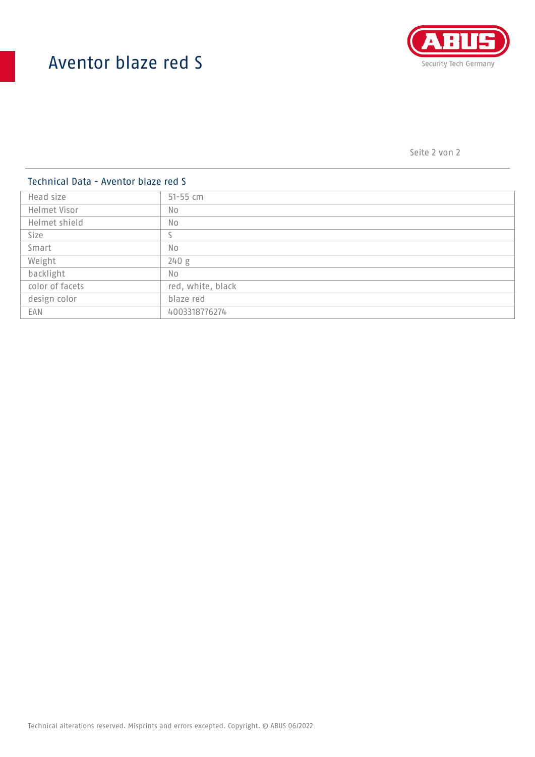# Aventor blaze red S

## Technical Data - Aventor blaze red S

| | |
|---|---|
| Head size | 51-55 cm |
| Helmet Visor | No |
| Helmet shield | No |
| Size | S |
| Smart | No |
| Weight | 240 g |
| backlight | No |
| color of facets | red, white, black |
| design color | blaze red |
| EAN | 4003318776274 |

Technical alterations reserved. Misprints and errors excepted. Copyright. © ABUS 06/2022